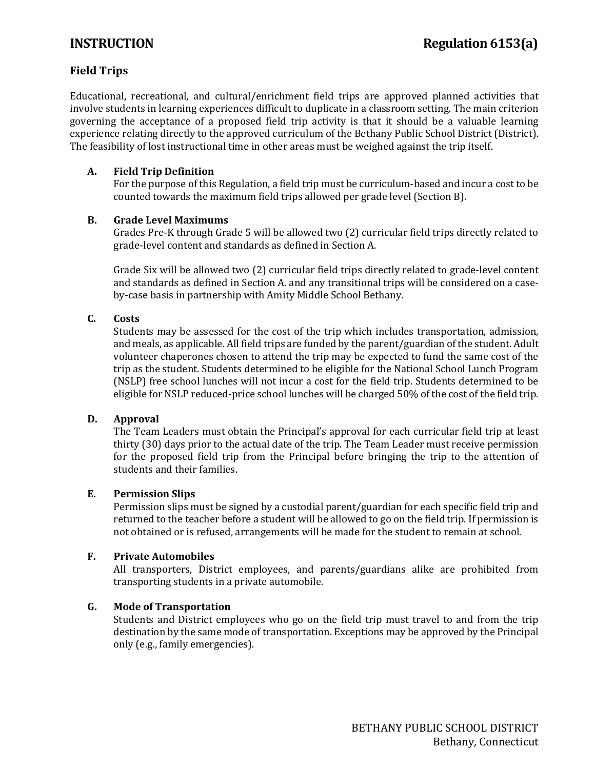# INSTRUCTION — Regulation 6153(a)

## Field Trips

Educational, recreational, and cultural/enrichment field trips are approved planned activities that involve students in learning experiences difficult to duplicate in a classroom setting. The main criterion governing the acceptance of a proposed field trip activity is that it should be a valuable learning experience relating directly to the approved curriculum of the Bethany Public School District (District). The feasibility of lost instructional time in other areas must be weighed against the trip itself.

### A. Field Trip Definition

For the purpose of this Regulation, a field trip must be curriculum-based and incur a cost to be counted towards the maximum field trips allowed per grade level (Section B).

### B. Grade Level Maximums

Grades Pre-K through Grade 5 will be allowed two (2) curricular field trips directly related to grade-level content and standards as defined in Section A.

Grade Six will be allowed two (2) curricular field trips directly related to grade-level content and standards as defined in Section A. and any transitional trips will be considered on a case-by-case basis in partnership with Amity Middle School Bethany.

### C. Costs

Students may be assessed for the cost of the trip which includes transportation, admission, and meals, as applicable. All field trips are funded by the parent/guardian of the student. Adult volunteer chaperones chosen to attend the trip may be expected to fund the same cost of the trip as the student. Students determined to be eligible for the National School Lunch Program (NSLP) free school lunches will not incur a cost for the field trip. Students determined to be eligible for NSLP reduced-price school lunches will be charged 50% of the cost of the field trip.

### D. Approval

The Team Leaders must obtain the Principal's approval for each curricular field trip at least thirty (30) days prior to the actual date of the trip. The Team Leader must receive permission for the proposed field trip from the Principal before bringing the trip to the attention of students and their families.

### E. Permission Slips

Permission slips must be signed by a custodial parent/guardian for each specific field trip and returned to the teacher before a student will be allowed to go on the field trip. If permission is not obtained or is refused, arrangements will be made for the student to remain at school.

### F. Private Automobiles

All transporters, District employees, and parents/guardians alike are prohibited from transporting students in a private automobile.

### G. Mode of Transportation

Students and District employees who go on the field trip must travel to and from the trip destination by the same mode of transportation. Exceptions may be approved by the Principal only (e.g., family emergencies).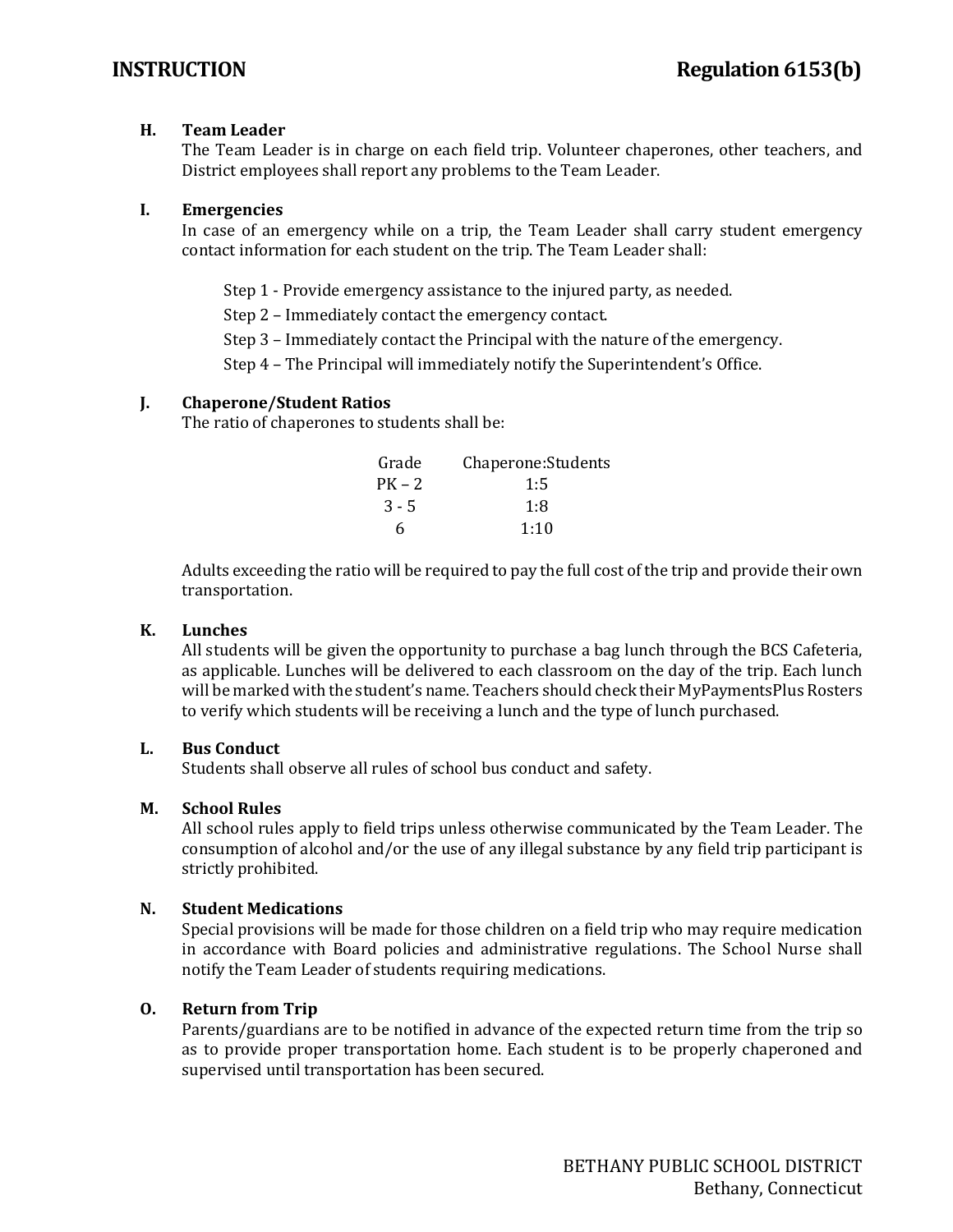### H. Team Leader

The Team Leader is in charge on each field trip. Volunteer chaperones, other teachers, and District employees shall report any problems to the Team Leader.

### I. Emergencies

In case of an emergency while on a trip, the Team Leader shall carry student emergency contact information for each student on the trip. The Team Leader shall:

Step 1 - Provide emergency assistance to the injured party, as needed.

Step 2 – Immediately contact the emergency contact.

Step 3 – Immediately contact the Principal with the nature of the emergency.

Step 4 – The Principal will immediately notify the Superintendent's Office.

### J. Chaperone/Student Ratios

The ratio of chaperones to students shall be:

| Grade | Chaperone:Students |
|---|---|
| PK – 2 | 1:5 |
| 3 - 5 | 1:8 |
| 6 | 1:10 |

Adults exceeding the ratio will be required to pay the full cost of the trip and provide their own transportation.

### K. Lunches

All students will be given the opportunity to purchase a bag lunch through the BCS Cafeteria, as applicable. Lunches will be delivered to each classroom on the day of the trip. Each lunch will be marked with the student's name. Teachers should check their MyPaymentsPlus Rosters to verify which students will be receiving a lunch and the type of lunch purchased.

### L. Bus Conduct

Students shall observe all rules of school bus conduct and safety.

### M. School Rules

All school rules apply to field trips unless otherwise communicated by the Team Leader. The consumption of alcohol and/or the use of any illegal substance by any field trip participant is strictly prohibited.

### N. Student Medications

Special provisions will be made for those children on a field trip who may require medication in accordance with Board policies and administrative regulations. The School Nurse shall notify the Team Leader of students requiring medications.

### O. Return from Trip

Parents/guardians are to be notified in advance of the expected return time from the trip so as to provide proper transportation home. Each student is to be properly chaperoned and supervised until transportation has been secured.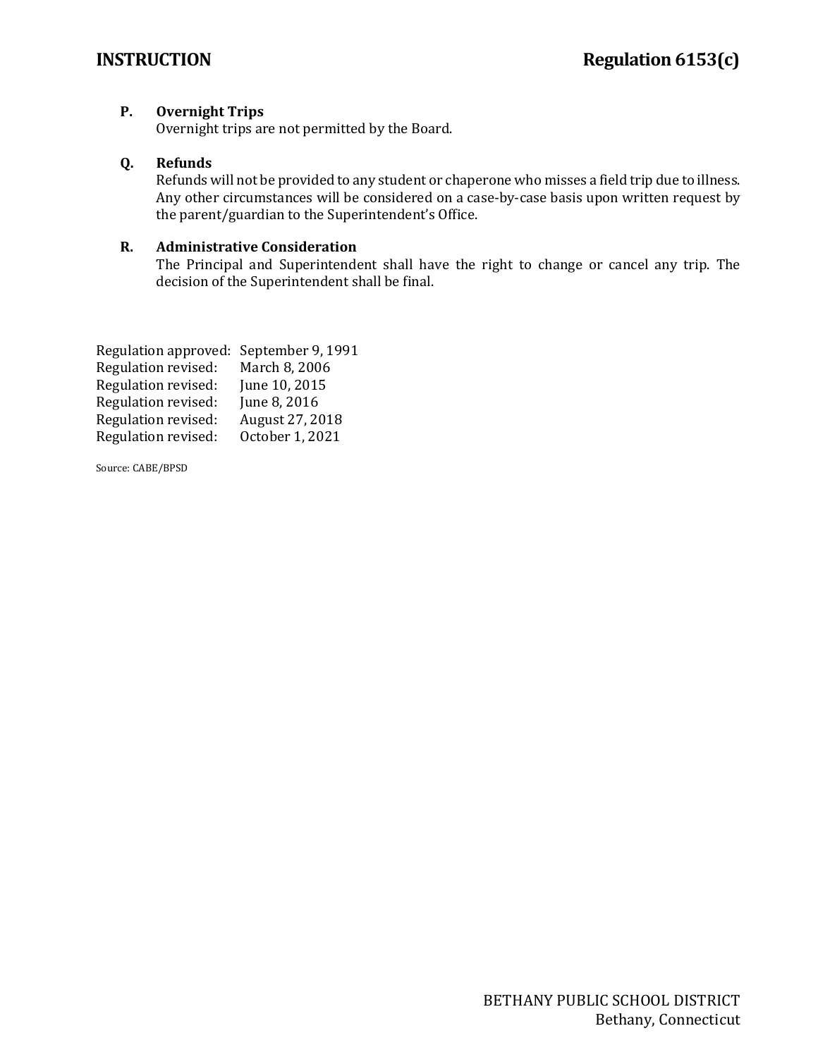**P. Overnight Trips**

Overnight trips are not permitted by the Board.

**Q. Refunds**

Refunds will not be provided to any student or chaperone who misses a field trip due to illness. Any other circumstances will be considered on a case-by-case basis upon written request by the parent/guardian to the Superintendent's Office.

**R. Administrative Consideration**

The Principal and Superintendent shall have the right to change or cancel any trip. The decision of the Superintendent shall be final.

Regulation approved: September 9, 1991
Regulation revised: March 8, 2006
Regulation revised: June 10, 2015
Regulation revised: June 8, 2016
Regulation revised: August 27, 2018
Regulation revised: October 1, 2021

Source: CABE/BPSD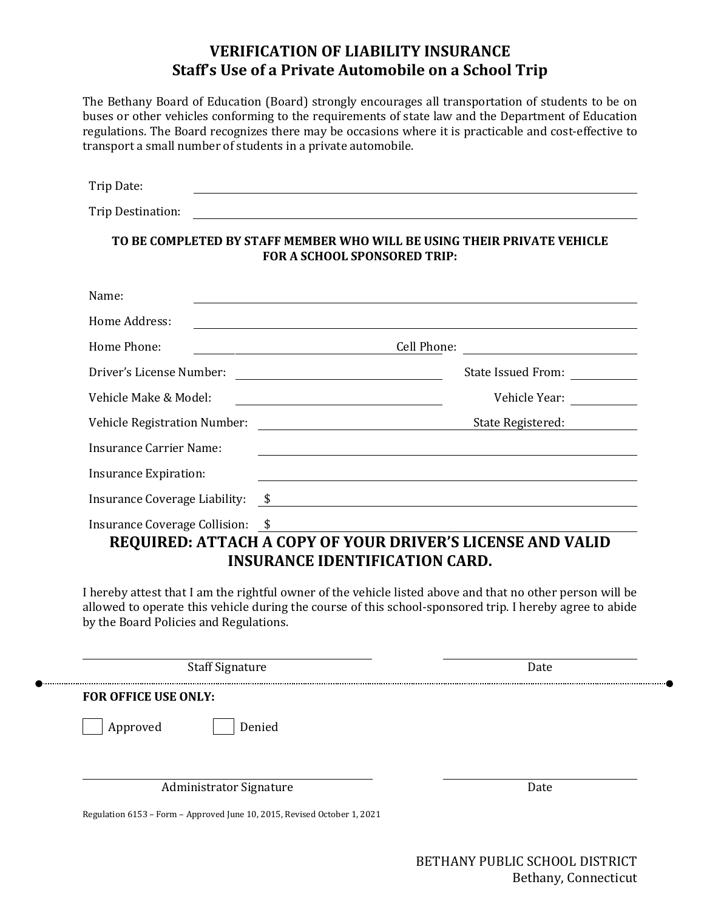# VERIFICATION OF LIABILITY INSURANCE
## Staff's Use of a Private Automobile on a School Trip

The Bethany Board of Education (Board) strongly encourages all transportation of students to be on buses or other vehicles conforming to the requirements of state law and the Department of Education regulations. The Board recognizes there may be occasions where it is practicable and cost-effective to transport a small number of students in a private automobile.

Trip Date: ______________________________

Trip Destination: ______________________________

**TO BE COMPLETED BY STAFF MEMBER WHO WILL BE USING THEIR PRIVATE VEHICLE FOR A SCHOOL SPONSORED TRIP:**

Name: ______________________________

Home Address: ______________________________

Home Phone: ______________________________ Cell Phone: ______________________________

Driver's License Number: ______________________________ State Issued From: ____________

Vehicle Make & Model: ______________________________ Vehicle Year: ____________

Vehicle Registration Number: ______________________________ State Registered: ____________

Insurance Carrier Name: ______________________________

Insurance Expiration: ______________________________

Insurance Coverage Liability: $ ______________________________

Insurance Coverage Collision: $ ______________________________

**REQUIRED: ATTACH A COPY OF YOUR DRIVER'S LICENSE AND VALID INSURANCE IDENTIFICATION CARD.**

I hereby attest that I am the rightful owner of the vehicle listed above and that no other person will be allowed to operate this vehicle during the course of this school-sponsored trip. I hereby agree to abide by the Board Policies and Regulations.

______________________________ ______________________________
Staff Signature Date

---

**FOR OFFICE USE ONLY:**

☐ Approved ☐ Denied

______________________________ ______________________________
Administrator Signature Date

Regulation 6153 – Form – Approved June 10, 2015, Revised October 1, 2021

BETHANY PUBLIC SCHOOL DISTRICT
Bethany, Connecticut